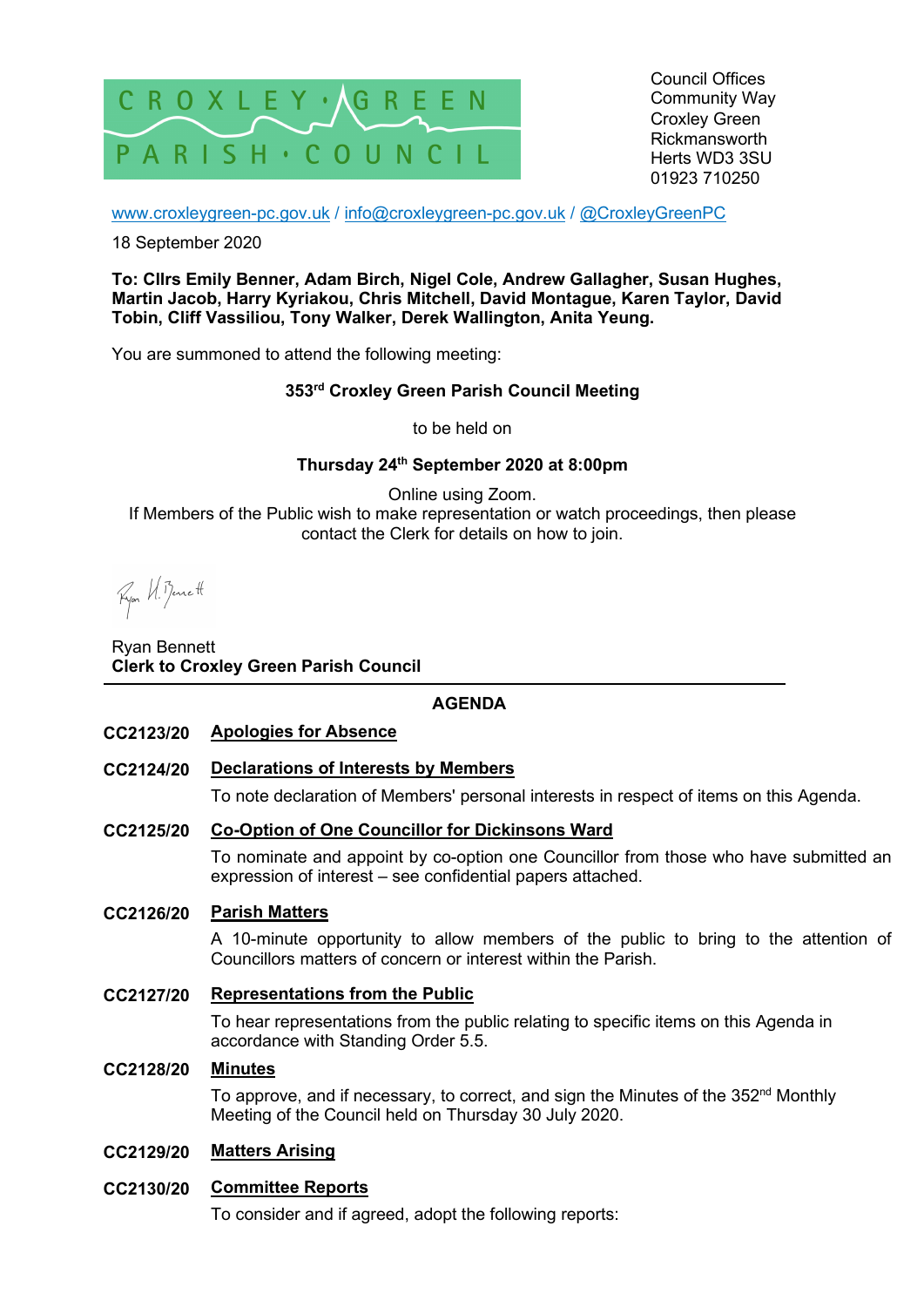CROXLEY · GREEN PARISH · COUNCIL

Council Offices
Community Way
Croxley Green
Rickmansworth
Herts WD3 3SU
01923 710250

www.croxleygreen-pc.gov.uk / info@croxleygreen-pc.gov.uk / @CroxleyGreenPC

18 September 2020

**To: Cllrs Emily Benner, Adam Birch, Nigel Cole, Andrew Gallagher, Susan Hughes, Martin Jacob, Harry Kyriakou, Chris Mitchell, David Montague, Karen Taylor, David Tobin, Cliff Vassiliou, Tony Walker, Derek Wallington, Anita Yeung.**

You are summoned to attend the following meeting:

**353rd Croxley Green Parish Council Meeting**

to be held on

**Thursday 24th September 2020 at 8:00pm**

Online using Zoom.
If Members of the Public wish to make representation or watch proceedings, then please contact the Clerk for details on how to join.

Ryan Bennett
**Clerk to Croxley Green Parish Council**

---

## AGENDA

**CC2123/20 Apologies for Absence**

**CC2124/20 Declarations of Interests by Members**

To note declaration of Members' personal interests in respect of items on this Agenda.

**CC2125/20 Co-Option of One Councillor for Dickinsons Ward**

To nominate and appoint by co-option one Councillor from those who have submitted an expression of interest – see confidential papers attached.

**CC2126/20 Parish Matters**

A 10-minute opportunity to allow members of the public to bring to the attention of Councillors matters of concern or interest within the Parish.

**CC2127/20 Representations from the Public**

To hear representations from the public relating to specific items on this Agenda in accordance with Standing Order 5.5.

**CC2128/20 Minutes**

To approve, and if necessary, to correct, and sign the Minutes of the 352nd Monthly Meeting of the Council held on Thursday 30 July 2020.

**CC2129/20 Matters Arising**

**CC2130/20 Committee Reports**

To consider and if agreed, adopt the following reports: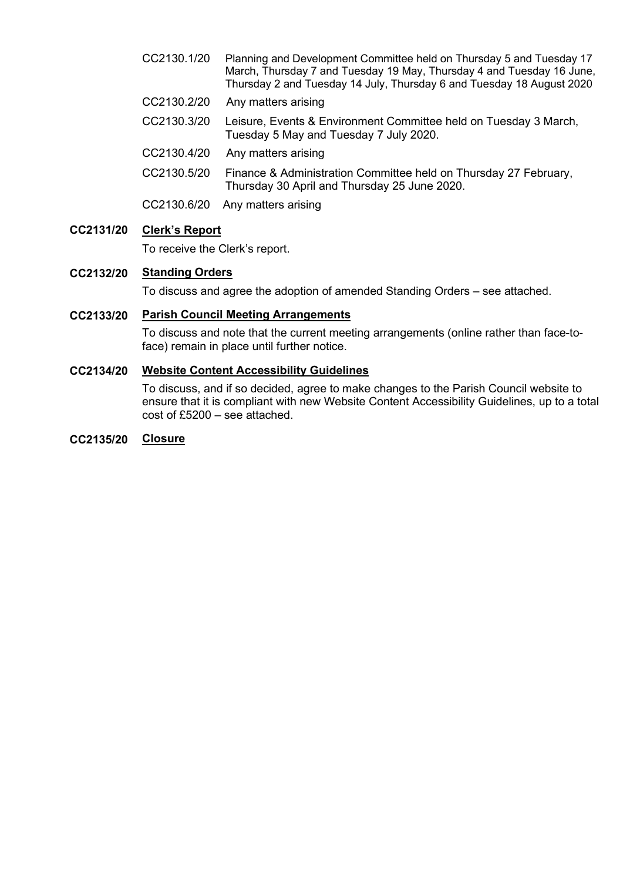CC2130.1/20 Planning and Development Committee held on Thursday 5 and Tuesday 17 March, Thursday 7 and Tuesday 19 May, Thursday 4 and Tuesday 16 June, Thursday 2 and Tuesday 14 July, Thursday 6 and Tuesday 18 August 2020

CC2130.2/20 Any matters arising

CC2130.3/20 Leisure, Events & Environment Committee held on Tuesday 3 March, Tuesday 5 May and Tuesday 7 July 2020.

CC2130.4/20 Any matters arising

CC2130.5/20 Finance & Administration Committee held on Thursday 27 February, Thursday 30 April and Thursday 25 June 2020.

CC2130.6/20 Any matters arising

**CC2131/20** **Clerk's Report**

To receive the Clerk's report.

**CC2132/20** **Standing Orders**

To discuss and agree the adoption of amended Standing Orders – see attached.

**CC2133/20** **Parish Council Meeting Arrangements**

To discuss and note that the current meeting arrangements (online rather than face-to-face) remain in place until further notice.

**CC2134/20** **Website Content Accessibility Guidelines**

To discuss, and if so decided, agree to make changes to the Parish Council website to ensure that it is compliant with new Website Content Accessibility Guidelines, up to a total cost of £5200 – see attached.

**CC2135/20** **Closure**